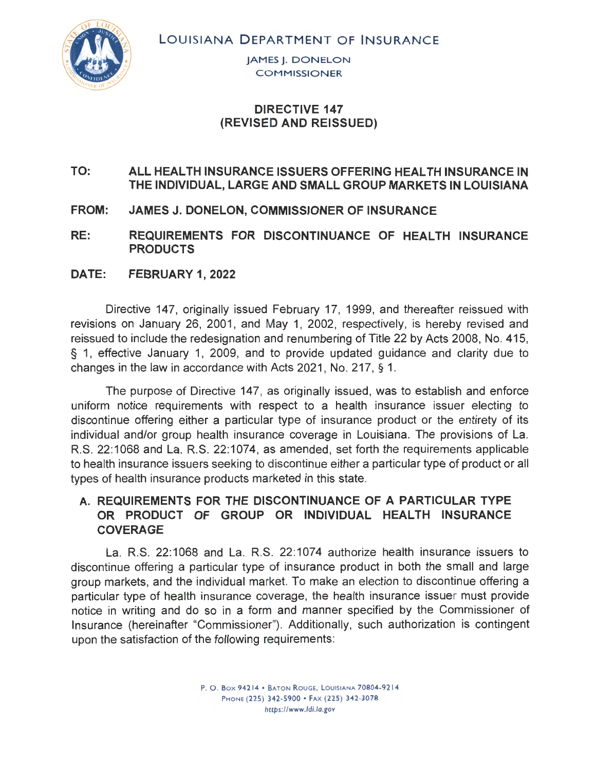LOUISIANA DEPARTMENT OF INSURANCE

JAMES J. DONELON
COMMISSIONER

# DIRECTIVE 147
# (REVISED AND REISSUED)

**TO:** **ALL HEALTH INSURANCE ISSUERS OFFERING HEALTH INSURANCE IN THE INDIVIDUAL, LARGE AND SMALL GROUP MARKETS IN LOUISIANA**

**FROM:** **JAMES J. DONELON, COMMISSIONER OF INSURANCE**

**RE:** **REQUIREMENTS FOR DISCONTINUANCE OF HEALTH INSURANCE PRODUCTS**

**DATE:** **FEBRUARY 1, 2022**

Directive 147, originally issued February 17, 1999, and thereafter reissued with revisions on January 26, 2001, and May 1, 2002, respectively, is hereby revised and reissued to include the redesignation and renumbering of Title 22 by Acts 2008, No. 415, § 1, effective January 1, 2009, and to provide updated guidance and clarity due to changes in the law in accordance with Acts 2021, No. 217, § 1.

The purpose of Directive 147, as originally issued, was to establish and enforce uniform notice requirements with respect to a health insurance issuer electing to discontinue offering either a particular type of insurance product or the entirety of its individual and/or group health insurance coverage in Louisiana. The provisions of La. R.S. 22:1068 and La. R.S. 22:1074, as amended, set forth the requirements applicable to health insurance issuers seeking to discontinue either a particular type of product or all types of health insurance products marketed in this state.

## A. REQUIREMENTS FOR THE DISCONTINUANCE OF A PARTICULAR TYPE OR PRODUCT OF GROUP OR INDIVIDUAL HEALTH INSURANCE COVERAGE

La. R.S. 22:1068 and La. R.S. 22:1074 authorize health insurance issuers to discontinue offering a particular type of insurance product in both the small and large group markets, and the individual market. To make an election to discontinue offering a particular type of health insurance coverage, the health insurance issuer must provide notice in writing and do so in a form and manner specified by the Commissioner of Insurance (hereinafter "Commissioner"). Additionally, such authorization is contingent upon the satisfaction of the following requirements: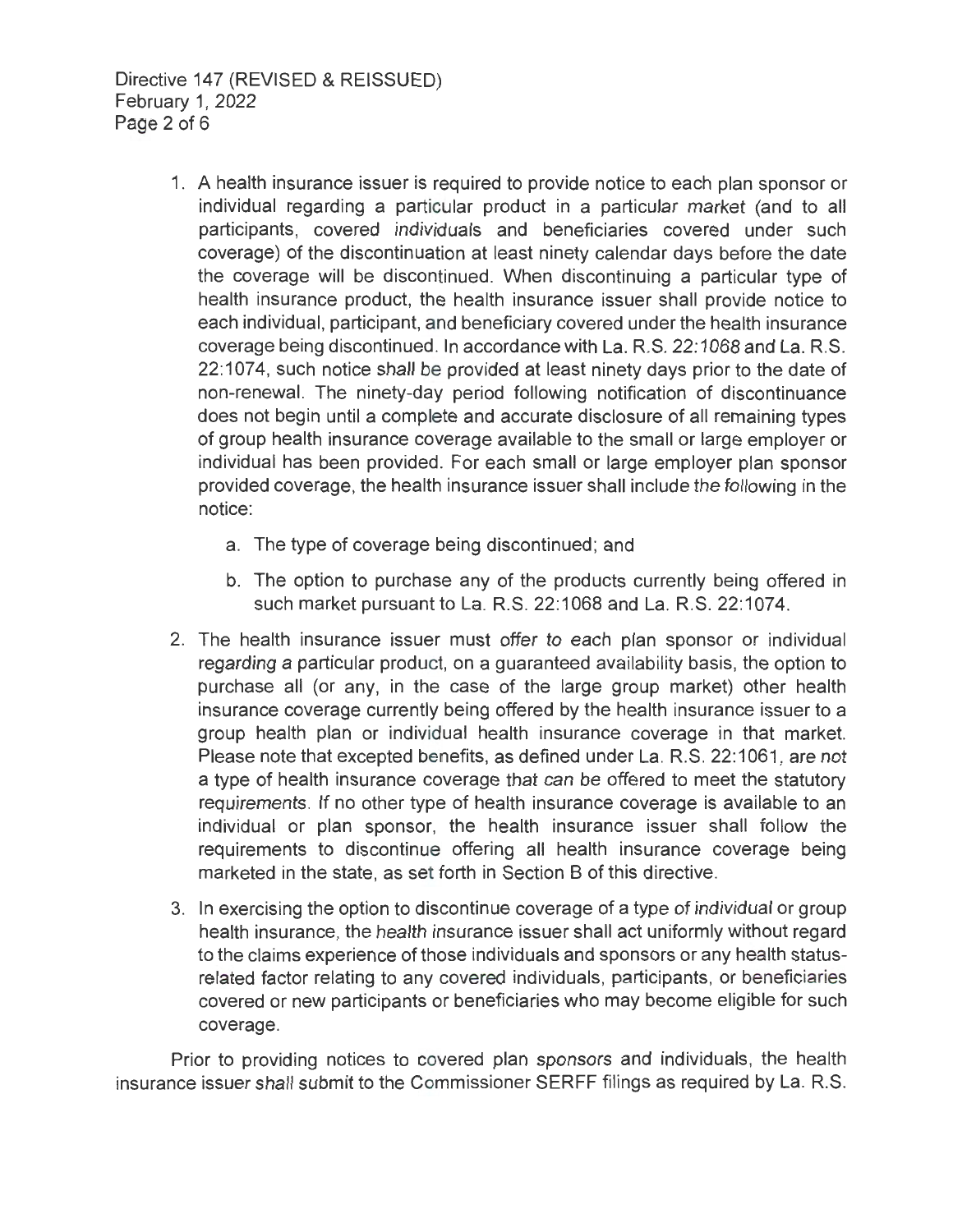1. A health insurance issuer is required to provide notice to each plan sponsor or individual regarding a particular product in a particular market (and to all participants, covered individuals and beneficiaries covered under such coverage) of the discontinuation at least ninety calendar days before the date the coverage will be discontinued. When discontinuing a particular type of health insurance product, the health insurance issuer shall provide notice to each individual, participant, and beneficiary covered under the health insurance coverage being discontinued. In accordance with La. R.S. 22:1068 and La. R.S. 22:1074, such notice shall be provided at least ninety days prior to the date of non-renewal. The ninety-day period following notification of discontinuance does not begin until a complete and accurate disclosure of all remaining types of group health insurance coverage available to the small or large employer or individual has been provided. For each small or large employer plan sponsor provided coverage, the health insurance issuer shall include the following in the notice:

    a. The type of coverage being discontinued; and

    b. The option to purchase any of the products currently being offered in such market pursuant to La. R.S. 22:1068 and La. R.S. 22:1074.

2. The health insurance issuer must offer to each plan sponsor or individual regarding a particular product, on a guaranteed availability basis, the option to purchase all (or any, in the case of the large group market) other health insurance coverage currently being offered by the health insurance issuer to a group health plan or individual health insurance coverage in that market. Please note that excepted benefits, as defined under La. R.S. 22:1061, are not a type of health insurance coverage that can be offered to meet the statutory requirements. If no other type of health insurance coverage is available to an individual or plan sponsor, the health insurance issuer shall follow the requirements to discontinue offering all health insurance coverage being marketed in the state, as set forth in Section B of this directive.

3. In exercising the option to discontinue coverage of a type of individual or group health insurance, the health insurance issuer shall act uniformly without regard to the claims experience of those individuals and sponsors or any health status-related factor relating to any covered individuals, participants, or beneficiaries covered or new participants or beneficiaries who may become eligible for such coverage.

Prior to providing notices to covered plan sponsors and individuals, the health insurance issuer shall submit to the Commissioner SERFF filings as required by La. R.S.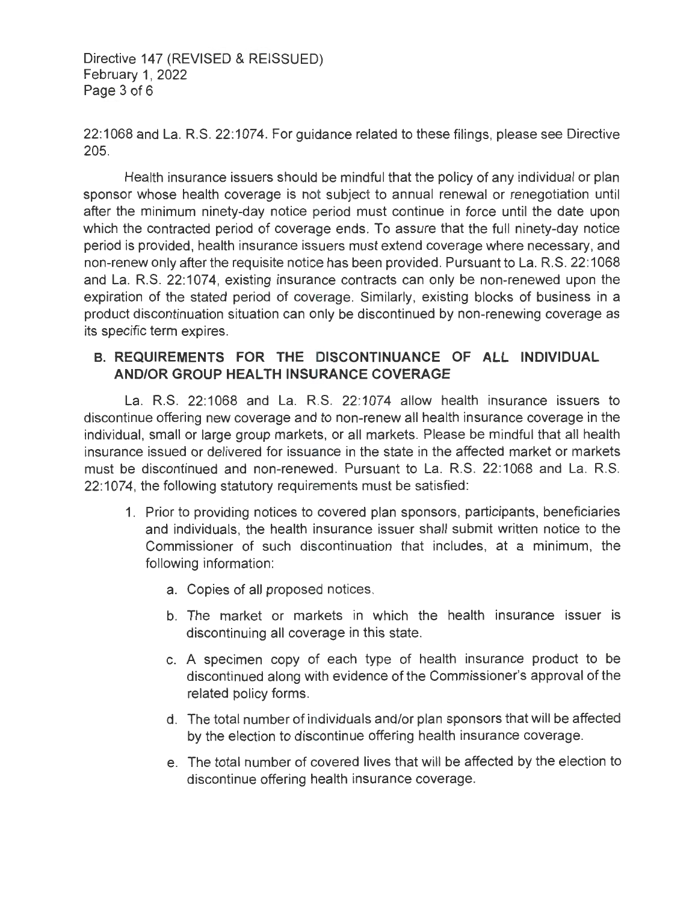22:1068 and La. R.S. 22:1074. For guidance related to these filings, please see Directive 205.

Health insurance issuers should be mindful that the policy of any individual or plan sponsor whose health coverage is not subject to annual renewal or renegotiation until after the minimum ninety-day notice period must continue in force until the date upon which the contracted period of coverage ends. To assure that the full ninety-day notice period is provided, health insurance issuers must extend coverage where necessary, and non-renew only after the requisite notice has been provided. Pursuant to La. R.S. 22:1068 and La. R.S. 22:1074, existing insurance contracts can only be non-renewed upon the expiration of the stated period of coverage. Similarly, existing blocks of business in a product discontinuation situation can only be discontinued by non-renewing coverage as its specific term expires.

## B. REQUIREMENTS FOR THE DISCONTINUANCE OF ALL INDIVIDUAL AND/OR GROUP HEALTH INSURANCE COVERAGE

La. R.S. 22:1068 and La. R.S. 22:1074 allow health insurance issuers to discontinue offering new coverage and to non-renew all health insurance coverage in the individual, small or large group markets, or all markets. Please be mindful that all health insurance issued or delivered for issuance in the state in the affected market or markets must be discontinued and non-renewed. Pursuant to La. R.S. 22:1068 and La. R.S. 22:1074, the following statutory requirements must be satisfied:

1. Prior to providing notices to covered plan sponsors, participants, beneficiaries and individuals, the health insurance issuer shall submit written notice to the Commissioner of such discontinuation that includes, at a minimum, the following information:

    a. Copies of all proposed notices.

    b. The market or markets in which the health insurance issuer is discontinuing all coverage in this state.

    c. A specimen copy of each type of health insurance product to be discontinued along with evidence of the Commissioner's approval of the related policy forms.

    d. The total number of individuals and/or plan sponsors that will be affected by the election to discontinue offering health insurance coverage.

    e. The total number of covered lives that will be affected by the election to discontinue offering health insurance coverage.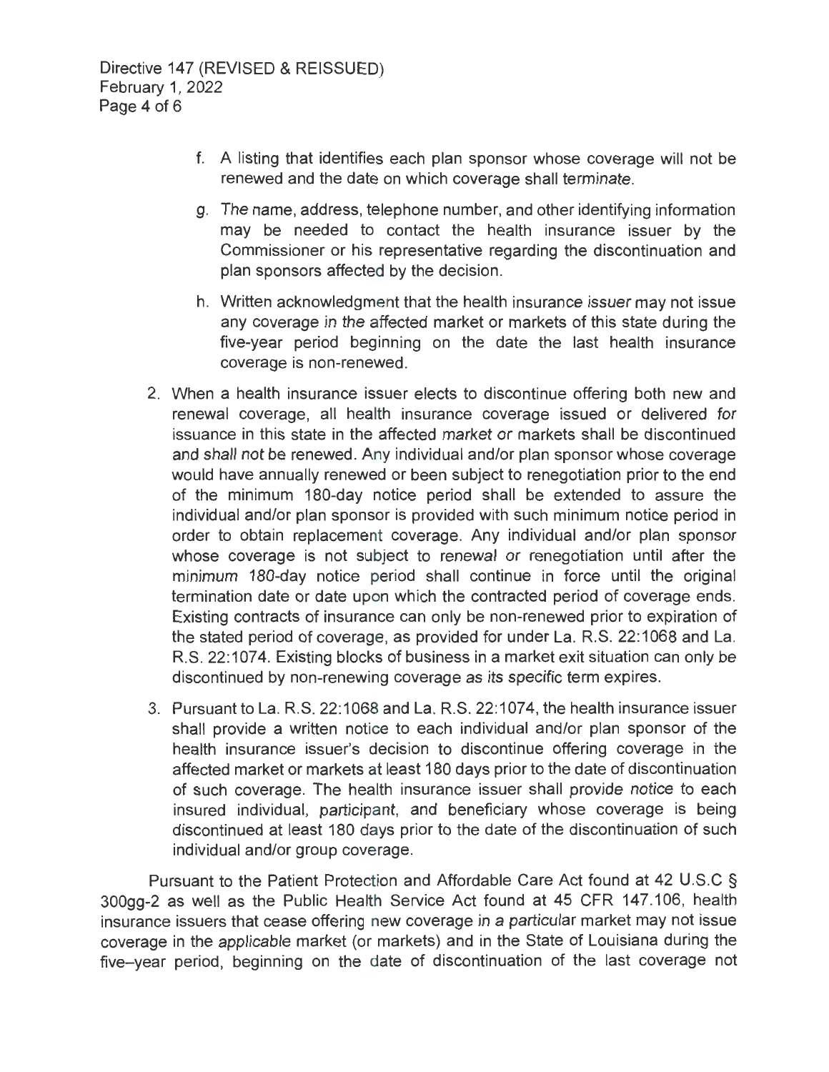f. A listing that identifies each plan sponsor whose coverage will not be renewed and the date on which coverage shall terminate.

g. The name, address, telephone number, and other identifying information may be needed to contact the health insurance issuer by the Commissioner or his representative regarding the discontinuation and plan sponsors affected by the decision.

h. Written acknowledgment that the health insurance issuer may not issue any coverage in the affected market or markets of this state during the five-year period beginning on the date the last health insurance coverage is non-renewed.

2. When a health insurance issuer elects to discontinue offering both new and renewal coverage, all health insurance coverage issued or delivered for issuance in this state in the affected market or markets shall be discontinued and shall not be renewed. Any individual and/or plan sponsor whose coverage would have annually renewed or been subject to renegotiation prior to the end of the minimum 180-day notice period shall be extended to assure the individual and/or plan sponsor is provided with such minimum notice period in order to obtain replacement coverage. Any individual and/or plan sponsor whose coverage is not subject to renewal or renegotiation until after the minimum 180-day notice period shall continue in force until the original termination date or date upon which the contracted period of coverage ends. Existing contracts of insurance can only be non-renewed prior to expiration of the stated period of coverage, as provided for under La. R.S. 22:1068 and La. R.S. 22:1074. Existing blocks of business in a market exit situation can only be discontinued by non-renewing coverage as its specific term expires.

3. Pursuant to La. R.S. 22:1068 and La. R.S. 22:1074, the health insurance issuer shall provide a written notice to each individual and/or plan sponsor of the health insurance issuer's decision to discontinue offering coverage in the affected market or markets at least 180 days prior to the date of discontinuation of such coverage. The health insurance issuer shall provide notice to each insured individual, participant, and beneficiary whose coverage is being discontinued at least 180 days prior to the date of the discontinuation of such individual and/or group coverage.

Pursuant to the Patient Protection and Affordable Care Act found at 42 U.S.C § 300gg-2 as well as the Public Health Service Act found at 45 CFR 147.106, health insurance issuers that cease offering new coverage in a particular market may not issue coverage in the applicable market (or markets) and in the State of Louisiana during the five–year period, beginning on the date of discontinuation of the last coverage not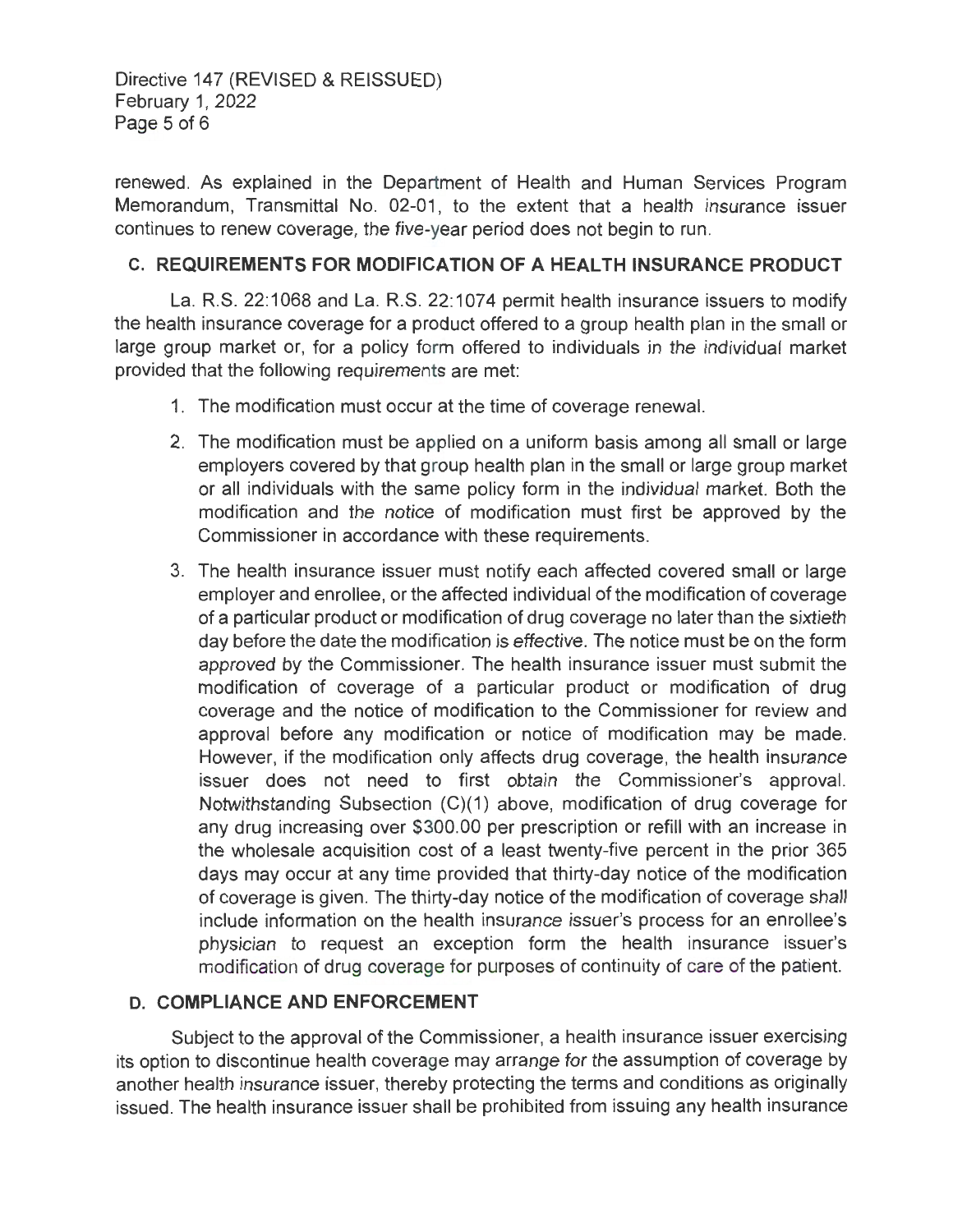renewed. As explained in the Department of Health and Human Services Program Memorandum, Transmittal No. 02-01, to the extent that a health insurance issuer continues to renew coverage, the five-year period does not begin to run.

## C. REQUIREMENTS FOR MODIFICATION OF A HEALTH INSURANCE PRODUCT

La. R.S. 22:1068 and La. R.S. 22:1074 permit health insurance issuers to modify the health insurance coverage for a product offered to a group health plan in the small or large group market or, for a policy form offered to individuals in the individual market provided that the following requirements are met:

1. The modification must occur at the time of coverage renewal.
2. The modification must be applied on a uniform basis among all small or large employers covered by that group health plan in the small or large group market or all individuals with the same policy form in the individual market. Both the modification and the notice of modification must first be approved by the Commissioner in accordance with these requirements.
3. The health insurance issuer must notify each affected covered small or large employer and enrollee, or the affected individual of the modification of coverage of a particular product or modification of drug coverage no later than the sixtieth day before the date the modification is effective. The notice must be on the form approved by the Commissioner. The health insurance issuer must submit the modification of coverage of a particular product or modification of drug coverage and the notice of modification to the Commissioner for review and approval before any modification or notice of modification may be made. However, if the modification only affects drug coverage, the health insurance issuer does not need to first obtain the Commissioner's approval. Notwithstanding Subsection (C)(1) above, modification of drug coverage for any drug increasing over $300.00 per prescription or refill with an increase in the wholesale acquisition cost of a least twenty-five percent in the prior 365 days may occur at any time provided that thirty-day notice of the modification of coverage is given. The thirty-day notice of the modification of coverage shall include information on the health insurance issuer's process for an enrollee's physician to request an exception form the health insurance issuer's modification of drug coverage for purposes of continuity of care of the patient.

## D. COMPLIANCE AND ENFORCEMENT

Subject to the approval of the Commissioner, a health insurance issuer exercising its option to discontinue health coverage may arrange for the assumption of coverage by another health insurance issuer, thereby protecting the terms and conditions as originally issued. The health insurance issuer shall be prohibited from issuing any health insurance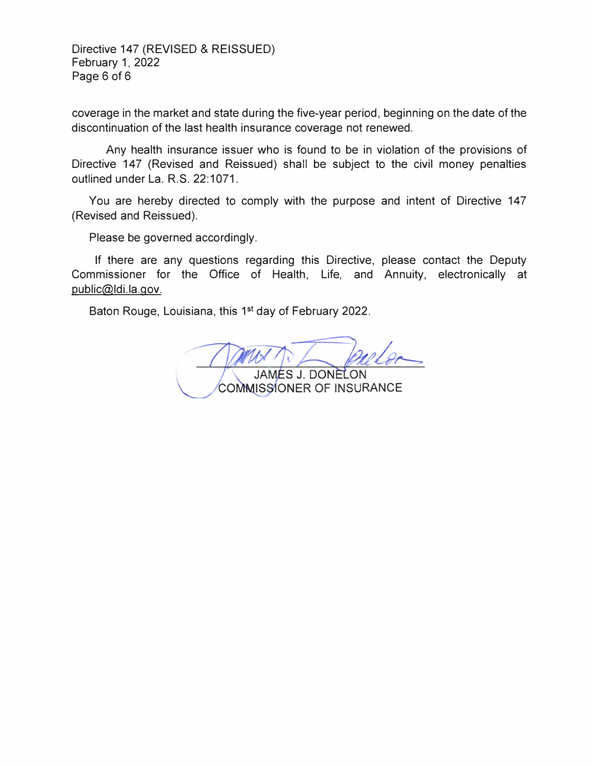coverage in the market and state during the five-year period, beginning on the date of the discontinuation of the last health insurance coverage not renewed.

Any health insurance issuer who is found to be in violation of the provisions of Directive 147 (Revised and Reissued) shall be subject to the civil money penalties outlined under La. R.S. 22:1071.

You are hereby directed to comply with the purpose and intent of Directive 147 (Revised and Reissued).

Please be governed accordingly.

If there are any questions regarding this Directive, please contact the Deputy Commissioner for the Office of Health, Life, and Annuity, electronically at public@ldi.la.gov.

Baton Rouge, Louisiana, this 1st day of February 2022.

JAMES J. DONELON
COMMISSIONER OF INSURANCE